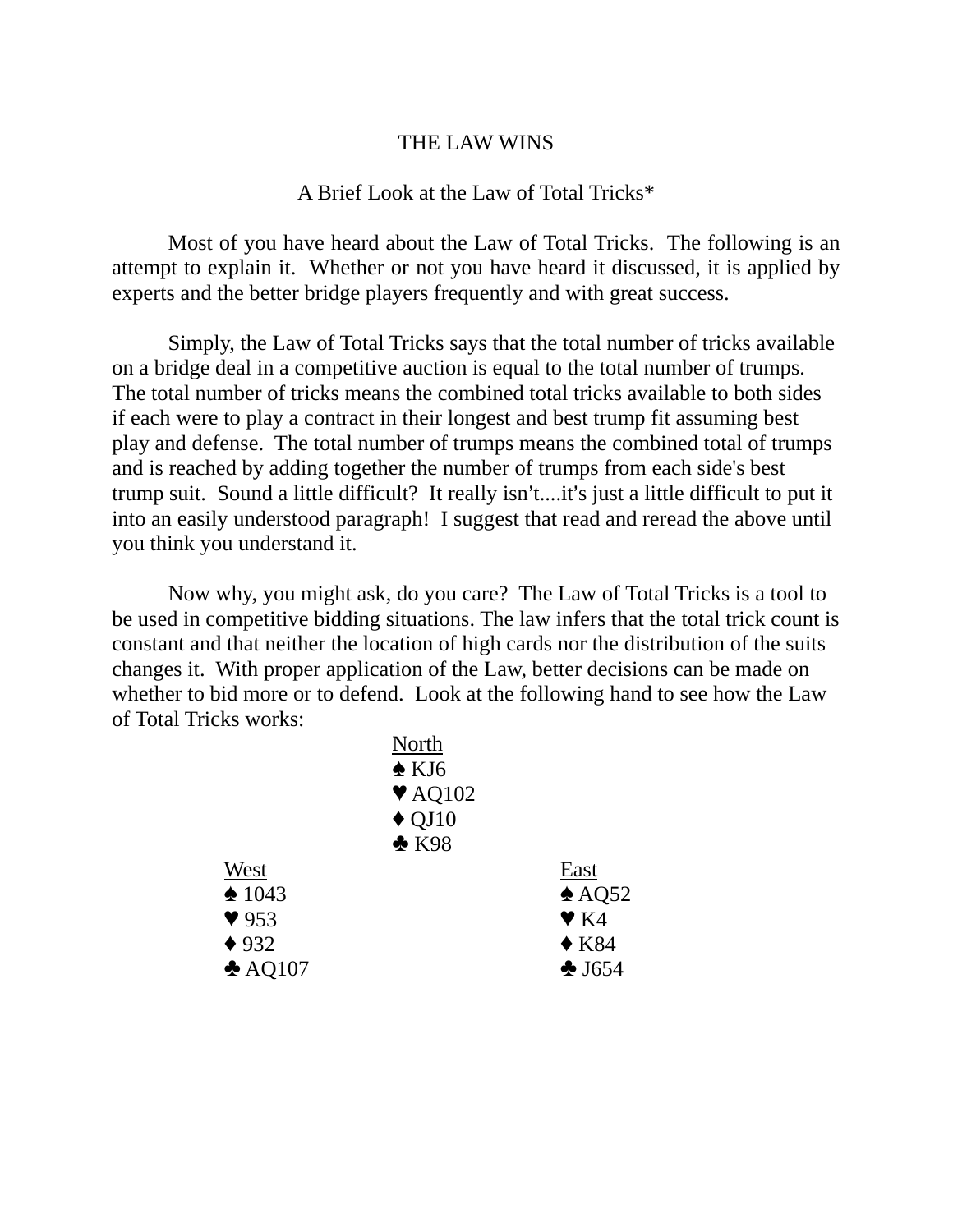# THE LAW WINS

## A Brief Look at the Law of Total Tricks*

Most of you have heard about the Law of Total Tricks. The following is an attempt to explain it. Whether or not you have heard it discussed, it is applied by experts and the better bridge players frequently and with great success.

Simply, the Law of Total Tricks says that the total number of tricks available on a bridge deal in a competitive auction is equal to the total number of trumps. The total number of tricks means the combined total tricks available to both sides if each were to play a contract in their longest and best trump fit assuming best play and defense. The total number of trumps means the combined total of trumps and is reached by adding together the number of trumps from each side's best trump suit. Sound a little difficult? It really isn't....it's just a little difficult to put it into an easily understood paragraph! I suggest that read and reread the above until you think you understand it.

Now why, you might ask, do you care? The Law of Total Tricks is a tool to be used in competitive bidding situations. The law infers that the total trick count is constant and that neither the location of high cards nor the distribution of the suits changes it. With proper application of the Law, better decisions can be made on whether to bid more or to defend. Look at the following hand to see how the Law of Total Tricks works:

| West | North | East |
|---|---|---|
| | ♠ KJ6 | |
| | ♥ AQ102 | |
| | ♦ QJ10 | |
| | ♣ K98 | |
| ♠ 1043 | | ♠ AQ52 |
| ♥ 953 | | ♥ K4 |
| ♦ 932 | | ♦ K84 |
| ♣ AQ107 | | ♣ J654 |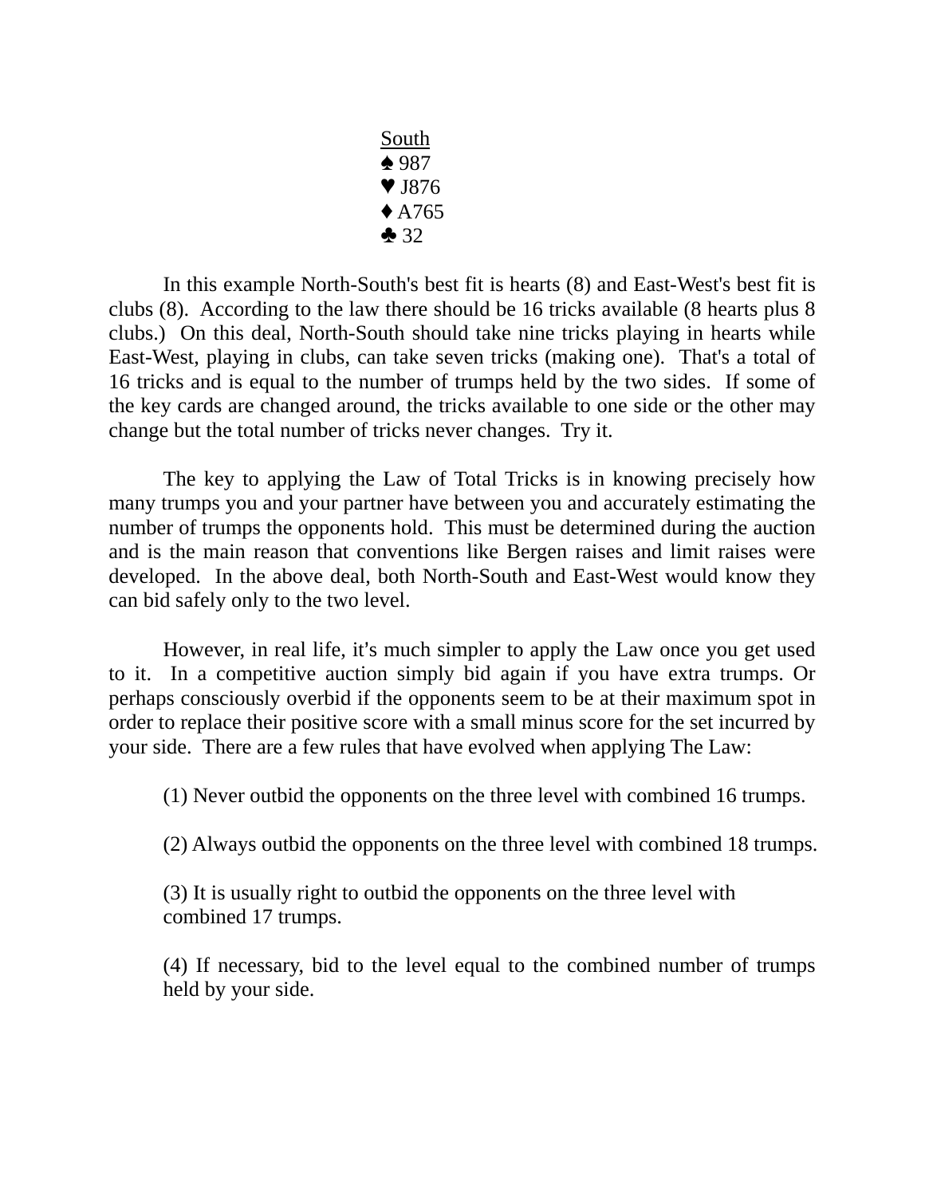<u>South</u>
♠ 987
♥ J876
♦ A765
♣ 32

In this example North-South's best fit is hearts (8) and East-West's best fit is clubs (8). According to the law there should be 16 tricks available (8 hearts plus 8 clubs.) On this deal, North-South should take nine tricks playing in hearts while East-West, playing in clubs, can take seven tricks (making one). That's a total of 16 tricks and is equal to the number of trumps held by the two sides. If some of the key cards are changed around, the tricks available to one side or the other may change but the total number of tricks never changes. Try it.

The key to applying the Law of Total Tricks is in knowing precisely how many trumps you and your partner have between you and accurately estimating the number of trumps the opponents hold. This must be determined during the auction and is the main reason that conventions like Bergen raises and limit raises were developed. In the above deal, both North-South and East-West would know they can bid safely only to the two level.

However, in real life, it's much simpler to apply the Law once you get used to it. In a competitive auction simply bid again if you have extra trumps. Or perhaps consciously overbid if the opponents seem to be at their maximum spot in order to replace their positive score with a small minus score for the set incurred by your side. There are a few rules that have evolved when applying The Law:

(1) Never outbid the opponents on the three level with combined 16 trumps.

(2) Always outbid the opponents on the three level with combined 18 trumps.

(3) It is usually right to outbid the opponents on the three level with combined 17 trumps.

(4) If necessary, bid to the level equal to the combined number of trumps held by your side.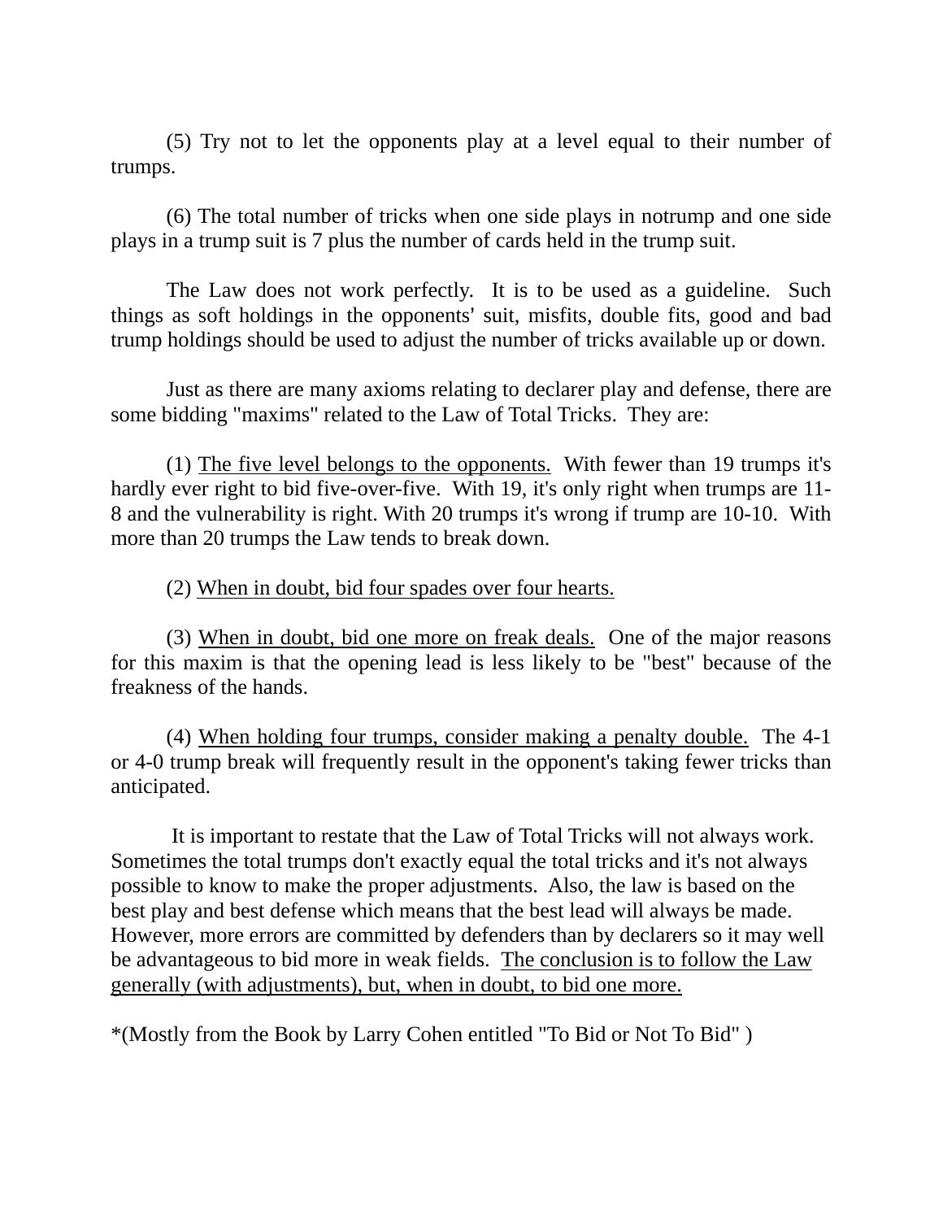(5) Try not to let the opponents play at a level equal to their number of trumps.

(6) The total number of tricks when one side plays in notrump and one side plays in a trump suit is 7 plus the number of cards held in the trump suit.

The Law does not work perfectly. It is to be used as a guideline. Such things as soft holdings in the opponents' suit, misfits, double fits, good and bad trump holdings should be used to adjust the number of tricks available up or down.

Just as there are many axioms relating to declarer play and defense, there are some bidding "maxims" related to the Law of Total Tricks. They are:

(1) <u>The five level belongs to the opponents.</u> With fewer than 19 trumps it's hardly ever right to bid five-over-five. With 19, it's only right when trumps are 11-8 and the vulnerability is right. With 20 trumps it's wrong if trump are 10-10. With more than 20 trumps the Law tends to break down.

(2) <u>When in doubt, bid four spades over four hearts.</u>

(3) <u>When in doubt, bid one more on freak deals.</u> One of the major reasons for this maxim is that the opening lead is less likely to be "best" because of the freakness of the hands.

(4) <u>When holding four trumps, consider making a penalty double.</u> The 4-1 or 4-0 trump break will frequently result in the opponent's taking fewer tricks than anticipated.

It is important to restate that the Law of Total Tricks will not always work. Sometimes the total trumps don't exactly equal the total tricks and it's not always possible to know to make the proper adjustments. Also, the law is based on the best play and best defense which means that the best lead will always be made. However, more errors are committed by defenders than by declarers so it may well be advantageous to bid more in weak fields. <u>The conclusion is to follow the Law generally (with adjustments), but, when in doubt, to bid one more.</u>

*(Mostly from the Book by Larry Cohen entitled "To Bid or Not To Bid" )